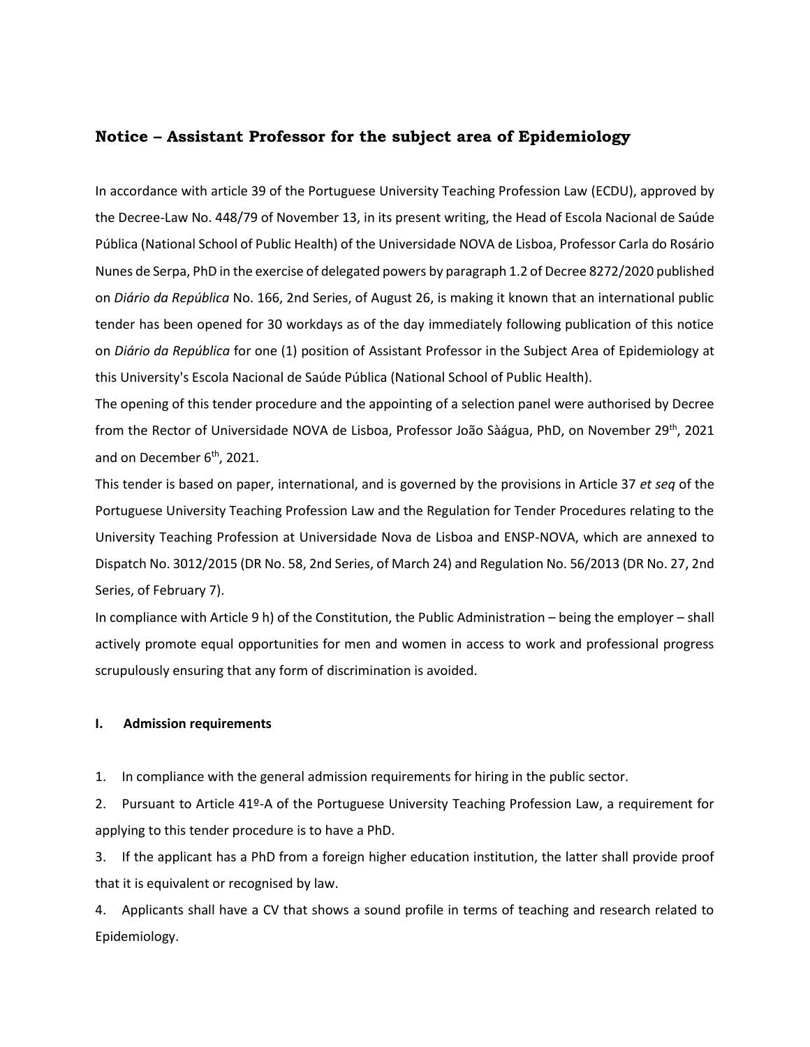## Notice – Assistant Professor for the subject area of Epidemiology

In accordance with article 39 of the Portuguese University Teaching Profession Law (ECDU), approved by the Decree-Law No. 448/79 of November 13, in its present writing, the Head of Escola Nacional de Saúde Pública (National School of Public Health) of the Universidade NOVA de Lisboa, Professor Carla do Rosário Nunes de Serpa, PhD in the exercise of delegated powers by paragraph 1.2 of Decree 8272/2020 published on *Diário da República* No. 166, 2nd Series, of August 26, is making it known that an international public tender has been opened for 30 workdays as of the day immediately following publication of this notice on *Diário da República* for one (1) position of Assistant Professor in the Subject Area of Epidemiology at this University's Escola Nacional de Saúde Pública (National School of Public Health).

The opening of this tender procedure and the appointing of a selection panel were authorised by Decree from the Rector of Universidade NOVA de Lisboa, Professor João Sàágua, PhD, on November 29th, 2021 and on December 6th, 2021.

This tender is based on paper, international, and is governed by the provisions in Article 37 *et seq* of the Portuguese University Teaching Profession Law and the Regulation for Tender Procedures relating to the University Teaching Profession at Universidade Nova de Lisboa and ENSP-NOVA, which are annexed to Dispatch No. 3012/2015 (DR No. 58, 2nd Series, of March 24) and Regulation No. 56/2013 (DR No. 27, 2nd Series, of February 7).

In compliance with Article 9 h) of the Constitution, the Public Administration – being the employer – shall actively promote equal opportunities for men and women in access to work and professional progress scrupulously ensuring that any form of discrimination is avoided.

### I. Admission requirements

1. In compliance with the general admission requirements for hiring in the public sector.
2. Pursuant to Article 41º-A of the Portuguese University Teaching Profession Law, a requirement for applying to this tender procedure is to have a PhD.
3. If the applicant has a PhD from a foreign higher education institution, the latter shall provide proof that it is equivalent or recognised by law.
4. Applicants shall have a CV that shows a sound profile in terms of teaching and research related to Epidemiology.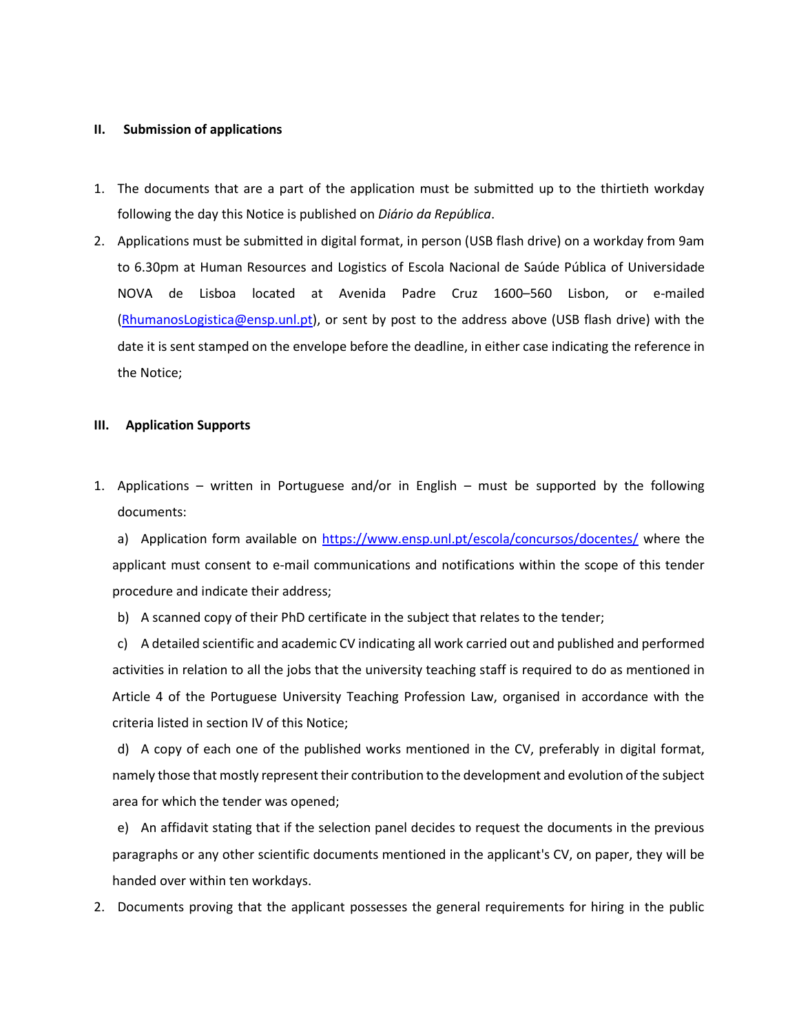## II. Submission of applications

1. The documents that are a part of the application must be submitted up to the thirtieth workday following the day this Notice is published on *Diário da República*.
2. Applications must be submitted in digital format, in person (USB flash drive) on a workday from 9am to 6.30pm at Human Resources and Logistics of Escola Nacional de Saúde Pública of Universidade NOVA de Lisboa located at Avenida Padre Cruz 1600–560 Lisbon, or e-mailed (RhumanosLogistica@ensp.unl.pt), or sent by post to the address above (USB flash drive) with the date it is sent stamped on the envelope before the deadline, in either case indicating the reference in the Notice;

## III. Application Supports

1. Applications – written in Portuguese and/or in English – must be supported by the following documents:

   a) Application form available on https://www.ensp.unl.pt/escola/concursos/docentes/ where the applicant must consent to e-mail communications and notifications within the scope of this tender procedure and indicate their address;

   b) A scanned copy of their PhD certificate in the subject that relates to the tender;

   c) A detailed scientific and academic CV indicating all work carried out and published and performed activities in relation to all the jobs that the university teaching staff is required to do as mentioned in Article 4 of the Portuguese University Teaching Profession Law, organised in accordance with the criteria listed in section IV of this Notice;

   d) A copy of each one of the published works mentioned in the CV, preferably in digital format, namely those that mostly represent their contribution to the development and evolution of the subject area for which the tender was opened;

   e) An affidavit stating that if the selection panel decides to request the documents in the previous paragraphs or any other scientific documents mentioned in the applicant's CV, on paper, they will be handed over within ten workdays.

2. Documents proving that the applicant possesses the general requirements for hiring in the public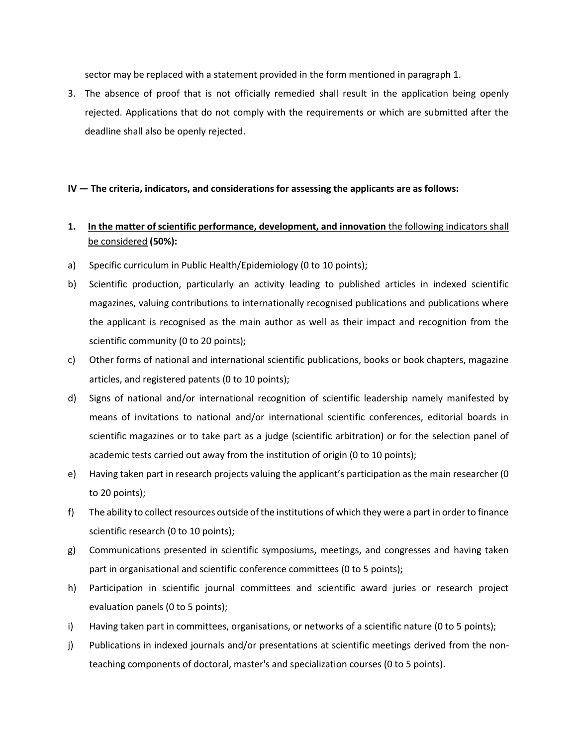sector may be replaced with a statement provided in the form mentioned in paragraph 1.

3. The absence of proof that is not officially remedied shall result in the application being openly rejected. Applications that do not comply with the requirements or which are submitted after the deadline shall also be openly rejected.

**IV — The criteria, indicators, and considerations for assessing the applicants are as follows:**

**1. In the matter of scientific performance, development, and innovation** the following indicators shall be considered **(50%):**

a) Specific curriculum in Public Health/Epidemiology (0 to 10 points);

b) Scientific production, particularly an activity leading to published articles in indexed scientific magazines, valuing contributions to internationally recognised publications and publications where the applicant is recognised as the main author as well as their impact and recognition from the scientific community (0 to 20 points);

c) Other forms of national and international scientific publications, books or book chapters, magazine articles, and registered patents (0 to 10 points);

d) Signs of national and/or international recognition of scientific leadership namely manifested by means of invitations to national and/or international scientific conferences, editorial boards in scientific magazines or to take part as a judge (scientific arbitration) or for the selection panel of academic tests carried out away from the institution of origin (0 to 10 points);

e) Having taken part in research projects valuing the applicant's participation as the main researcher (0 to 20 points);

f) The ability to collect resources outside of the institutions of which they were a part in order to finance scientific research (0 to 10 points);

g) Communications presented in scientific symposiums, meetings, and congresses and having taken part in organisational and scientific conference committees (0 to 5 points);

h) Participation in scientific journal committees and scientific award juries or research project evaluation panels (0 to 5 points);

i) Having taken part in committees, organisations, or networks of a scientific nature (0 to 5 points);

j) Publications in indexed journals and/or presentations at scientific meetings derived from the non-teaching components of doctoral, master's and specialization courses (0 to 5 points).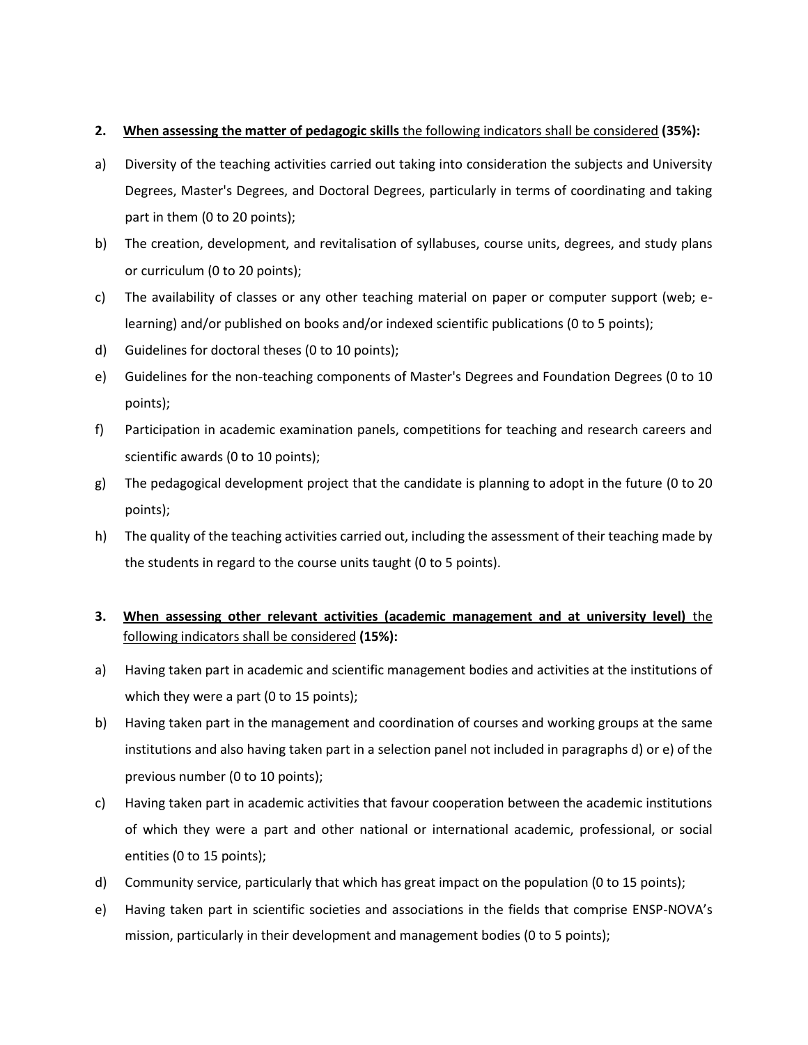2. <u>**When assessing the matter of pedagogic skills** the following indicators shall be considered</u> **(35%):**

a) Diversity of the teaching activities carried out taking into consideration the subjects and University Degrees, Master's Degrees, and Doctoral Degrees, particularly in terms of coordinating and taking part in them (0 to 20 points);

b) The creation, development, and revitalisation of syllabuses, course units, degrees, and study plans or curriculum (0 to 20 points);

c) The availability of classes or any other teaching material on paper or computer support (web; e-learning) and/or published on books and/or indexed scientific publications (0 to 5 points);

d) Guidelines for doctoral theses (0 to 10 points);

e) Guidelines for the non-teaching components of Master's Degrees and Foundation Degrees (0 to 10 points);

f) Participation in academic examination panels, competitions for teaching and research careers and scientific awards (0 to 10 points);

g) The pedagogical development project that the candidate is planning to adopt in the future (0 to 20 points);

h) The quality of the teaching activities carried out, including the assessment of their teaching made by the students in regard to the course units taught (0 to 5 points).

3. <u>**When assessing other relevant activities (academic management and at university level)** the following indicators shall be considered</u> **(15%):**

a) Having taken part in academic and scientific management bodies and activities at the institutions of which they were a part (0 to 15 points);

b) Having taken part in the management and coordination of courses and working groups at the same institutions and also having taken part in a selection panel not included in paragraphs d) or e) of the previous number (0 to 10 points);

c) Having taken part in academic activities that favour cooperation between the academic institutions of which they were a part and other national or international academic, professional, or social entities (0 to 15 points);

d) Community service, particularly that which has great impact on the population (0 to 15 points);

e) Having taken part in scientific societies and associations in the fields that comprise ENSP-NOVA's mission, particularly in their development and management bodies (0 to 5 points);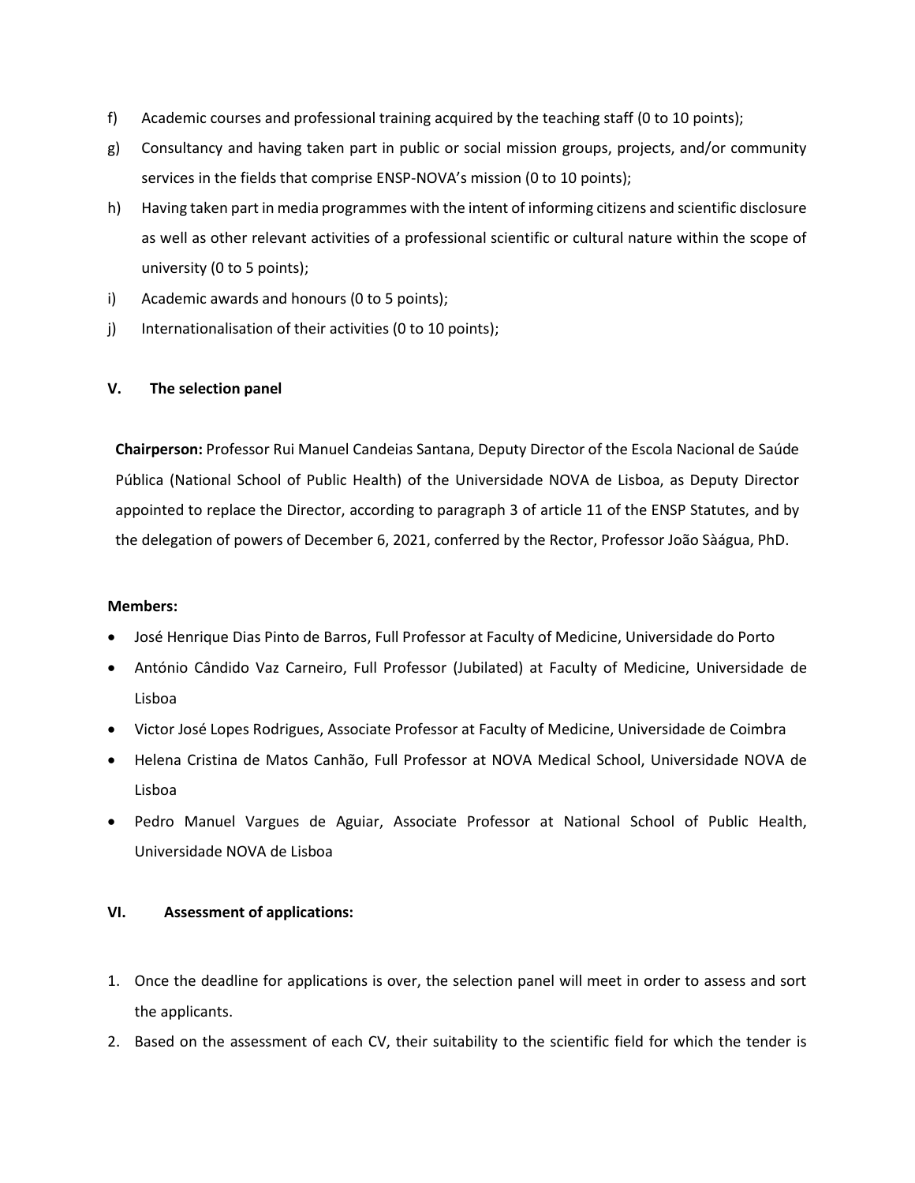f) Academic courses and professional training acquired by the teaching staff (0 to 10 points);

g) Consultancy and having taken part in public or social mission groups, projects, and/or community services in the fields that comprise ENSP-NOVA's mission (0 to 10 points);

h) Having taken part in media programmes with the intent of informing citizens and scientific disclosure as well as other relevant activities of a professional scientific or cultural nature within the scope of university (0 to 5 points);

i) Academic awards and honours (0 to 5 points);

j) Internationalisation of their activities (0 to 10 points);

## V. The selection panel

**Chairperson:** Professor Rui Manuel Candeias Santana, Deputy Director of the Escola Nacional de Saúde Pública (National School of Public Health) of the Universidade NOVA de Lisboa, as Deputy Director appointed to replace the Director, according to paragraph 3 of article 11 of the ENSP Statutes, and by the delegation of powers of December 6, 2021, conferred by the Rector, Professor João Sàágua, PhD.

**Members:**

- José Henrique Dias Pinto de Barros, Full Professor at Faculty of Medicine, Universidade do Porto
- António Cândido Vaz Carneiro, Full Professor (Jubilated) at Faculty of Medicine, Universidade de Lisboa
- Victor José Lopes Rodrigues, Associate Professor at Faculty of Medicine, Universidade de Coimbra
- Helena Cristina de Matos Canhão, Full Professor at NOVA Medical School, Universidade NOVA de Lisboa
- Pedro Manuel Vargues de Aguiar, Associate Professor at National School of Public Health, Universidade NOVA de Lisboa

## VI. Assessment of applications:

1. Once the deadline for applications is over, the selection panel will meet in order to assess and sort the applicants.
2. Based on the assessment of each CV, their suitability to the scientific field for which the tender is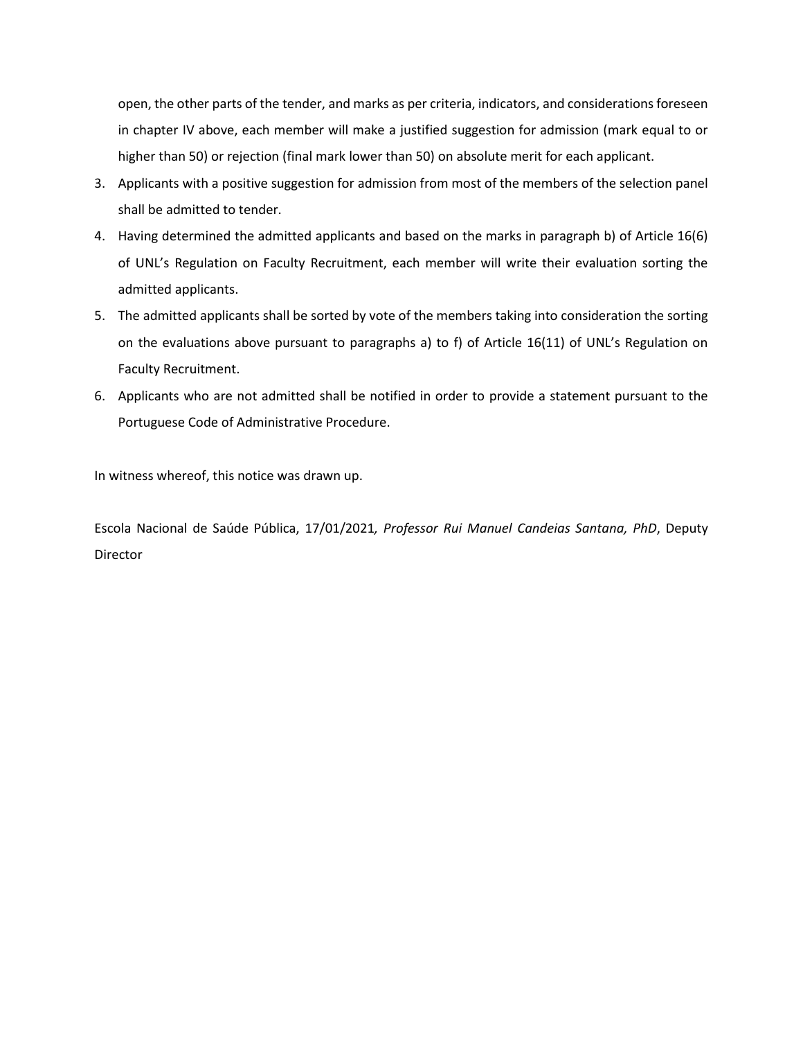open, the other parts of the tender, and marks as per criteria, indicators, and considerations foreseen in chapter IV above, each member will make a justified suggestion for admission (mark equal to or higher than 50) or rejection (final mark lower than 50) on absolute merit for each applicant.

3. Applicants with a positive suggestion for admission from most of the members of the selection panel shall be admitted to tender.
4. Having determined the admitted applicants and based on the marks in paragraph b) of Article 16(6) of UNL's Regulation on Faculty Recruitment, each member will write their evaluation sorting the admitted applicants.
5. The admitted applicants shall be sorted by vote of the members taking into consideration the sorting on the evaluations above pursuant to paragraphs a) to f) of Article 16(11) of UNL's Regulation on Faculty Recruitment.
6. Applicants who are not admitted shall be notified in order to provide a statement pursuant to the Portuguese Code of Administrative Procedure.

In witness whereof, this notice was drawn up.

Escola Nacional de Saúde Pública, 17/01/2021*, Professor Rui Manuel Candeias Santana, PhD*, Deputy Director